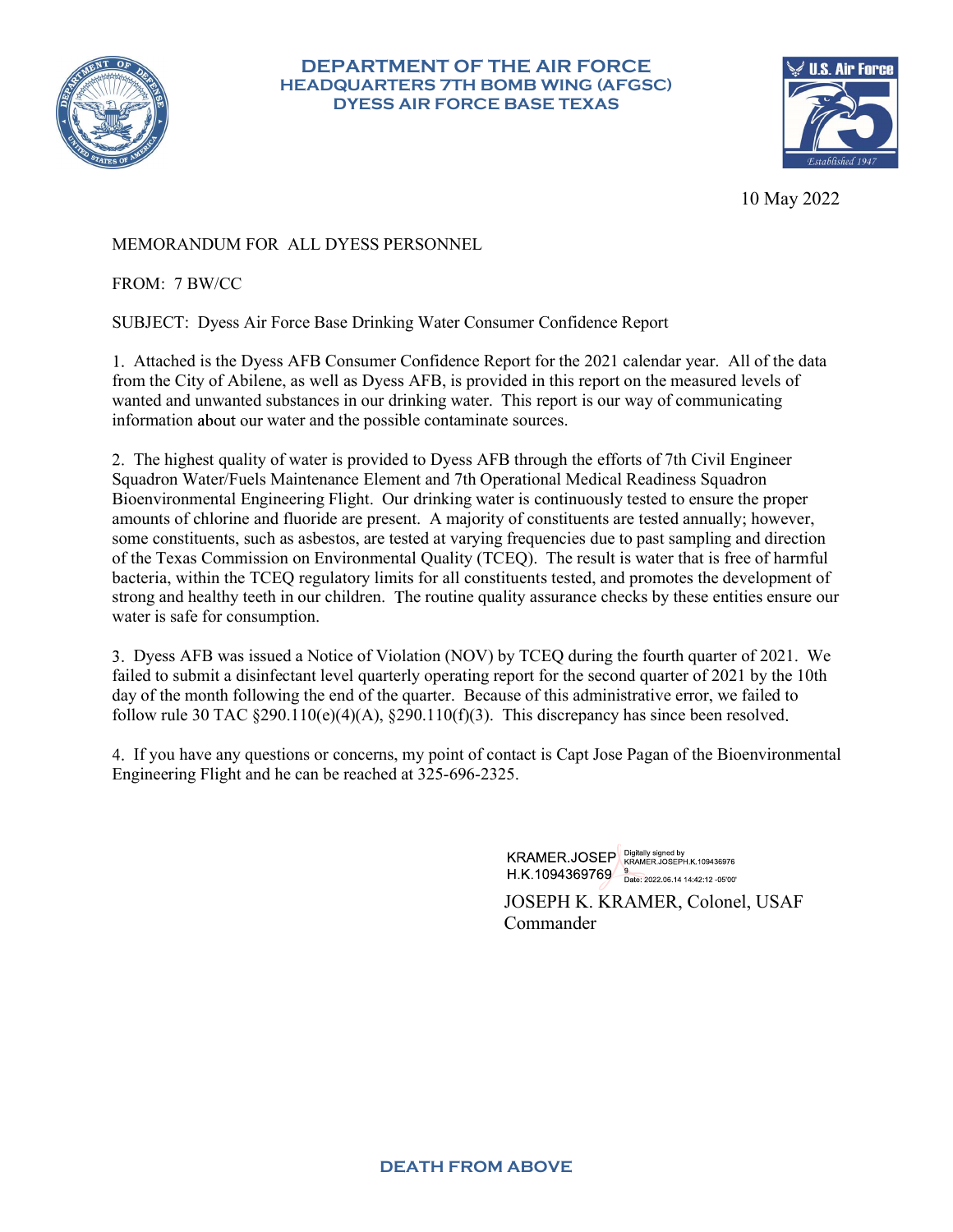# DEPARTMENT OF THE AIR FORCE
## HEADQUARTERS 7TH BOMB WING (AFGSC)
## DYESS AIR FORCE BASE TEXAS

10 May 2022

MEMORANDUM FOR ALL DYESS PERSONNEL

FROM: 7 BW/CC

SUBJECT: Dyess Air Force Base Drinking Water Consumer Confidence Report

1. Attached is the Dyess AFB Consumer Confidence Report for the 2021 calendar year. All of the data from the City of Abilene, as well as Dyess AFB, is provided in this report on the measured levels of wanted and unwanted substances in our drinking water. This report is our way of communicating information about our water and the possible contaminate sources.

2. The highest quality of water is provided to Dyess AFB through the efforts of 7th Civil Engineer Squadron Water/Fuels Maintenance Element and 7th Operational Medical Readiness Squadron Bioenvironmental Engineering Flight. Our drinking water is continuously tested to ensure the proper amounts of chlorine and fluoride are present. A majority of constituents are tested annually; however, some constituents, such as asbestos, are tested at varying frequencies due to past sampling and direction of the Texas Commission on Environmental Quality (TCEQ). The result is water that is free of harmful bacteria, within the TCEQ regulatory limits for all constituents tested, and promotes the development of strong and healthy teeth in our children. The routine quality assurance checks by these entities ensure our water is safe for consumption.

3. Dyess AFB was issued a Notice of Violation (NOV) by TCEQ during the fourth quarter of 2021. We failed to submit a disinfectant level quarterly operating report for the second quarter of 2021 by the 10th day of the month following the end of the quarter. Because of this administrative error, we failed to follow rule 30 TAC §290.110(e)(4)(A), §290.110(f)(3). This discrepancy has since been resolved.

4. If you have any questions or concerns, my point of contact is Capt Jose Pagan of the Bioenvironmental Engineering Flight and he can be reached at 325-696-2325.

KRAMER.JOSEPH.K.1094369769 Digitally signed by KRAMER.JOSEPH.K.1094369769 Date: 2022.06.14 14:42:12 -05'00'

JOSEPH K. KRAMER, Colonel, USAF
Commander

DEATH FROM ABOVE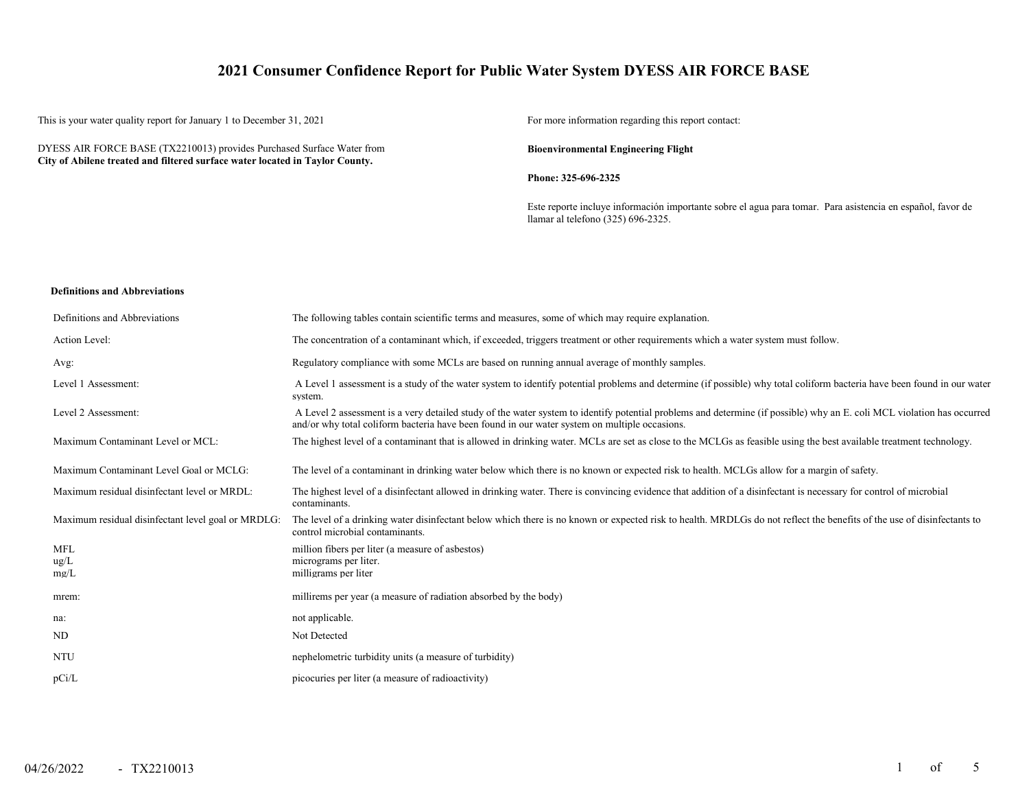# 2021 Consumer Confidence Report for Public Water System DYESS AIR FORCE BASE

This is your water quality report for January 1 to December 31, 2021

DYESS AIR FORCE BASE (TX2210013) provides Purchased Surface Water from **City of Abilene treated and filtered surface water located in Taylor County.**

For more information regarding this report contact:

**Bioenvironmental Engineering Flight**

**Phone: 325-696-2325**

Este reporte incluye información importante sobre el agua para tomar. Para asistencia en español, favor de llamar al telefono (325) 696-2325.

### Definitions and Abbreviations

| | |
|---|---|
| Definitions and Abbreviations | The following tables contain scientific terms and measures, some of which may require explanation. |
| Action Level: | The concentration of a contaminant which, if exceeded, triggers treatment or other requirements which a water system must follow. |
| Avg: | Regulatory compliance with some MCLs are based on running annual average of monthly samples. |
| Level 1 Assessment: | A Level 1 assessment is a study of the water system to identify potential problems and determine (if possible) why total coliform bacteria have been found in our water system. |
| Level 2 Assessment: | A Level 2 assessment is a very detailed study of the water system to identify potential problems and determine (if possible) why an E. coli MCL violation has occurred and/or why total coliform bacteria have been found in our water system on multiple occasions. |
| Maximum Contaminant Level or MCL: | The highest level of a contaminant that is allowed in drinking water. MCLs are set as close to the MCLGs as feasible using the best available treatment technology. |
| Maximum Contaminant Level Goal or MCLG: | The level of a contaminant in drinking water below which there is no known or expected risk to health. MCLGs allow for a margin of safety. |
| Maximum residual disinfectant level or MRDL: | The highest level of a disinfectant allowed in drinking water. There is convincing evidence that addition of a disinfectant is necessary for control of microbial contaminants. |
| Maximum residual disinfectant level goal or MRDLG: | The level of a drinking water disinfectant below which there is no known or expected risk to health. MRDLGs do not reflect the benefits of the use of disinfectants to control microbial contaminants. |
| MFL | million fibers per liter (a measure of asbestos) |
| ug/L | micrograms per liter. |
| mg/L | milligrams per liter |
| mrem: | millirems per year (a measure of radiation absorbed by the body) |
| na: | not applicable. |
| ND | Not Detected |
| NTU | nephelometric turbidity units (a measure of turbidity) |
| pCi/L | picocuries per liter (a measure of radioactivity) |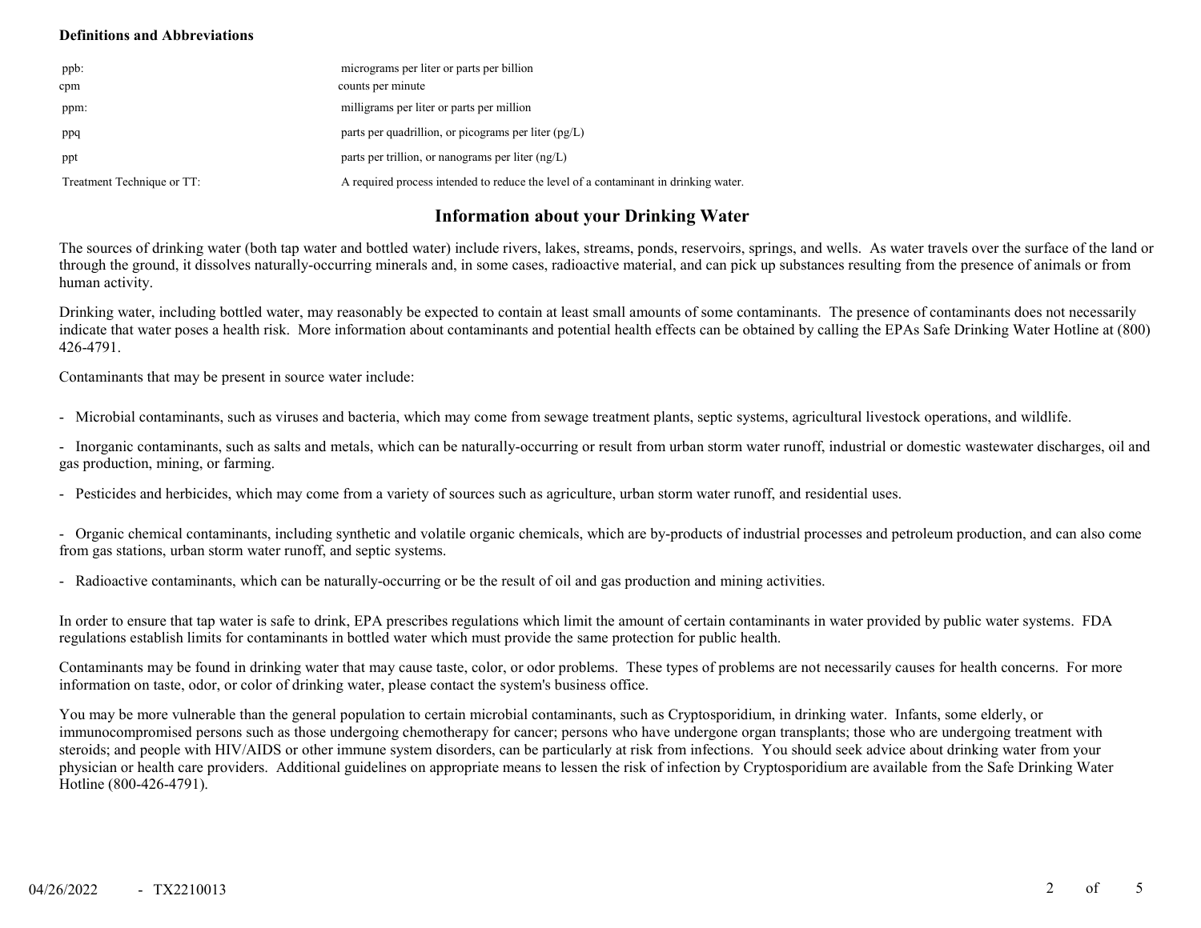**Definitions and Abbreviations**

| | |
|---|---|
| ppb: | micrograms per liter or parts per billion |
| cpm | counts per minute |
| ppm: | milligrams per liter or parts per million |
| ppq | parts per quadrillion, or picograms per liter (pg/L) |
| ppt | parts per trillion, or nanograms per liter (ng/L) |
| Treatment Technique or TT: | A required process intended to reduce the level of a contaminant in drinking water. |

## Information about your Drinking Water

The sources of drinking water (both tap water and bottled water) include rivers, lakes, streams, ponds, reservoirs, springs, and wells. As water travels over the surface of the land or through the ground, it dissolves naturally-occurring minerals and, in some cases, radioactive material, and can pick up substances resulting from the presence of animals or from human activity.

Drinking water, including bottled water, may reasonably be expected to contain at least small amounts of some contaminants. The presence of contaminants does not necessarily indicate that water poses a health risk. More information about contaminants and potential health effects can be obtained by calling the EPAs Safe Drinking Water Hotline at (800) 426-4791.

Contaminants that may be present in source water include:

- Microbial contaminants, such as viruses and bacteria, which may come from sewage treatment plants, septic systems, agricultural livestock operations, and wildlife.

- Inorganic contaminants, such as salts and metals, which can be naturally-occurring or result from urban storm water runoff, industrial or domestic wastewater discharges, oil and gas production, mining, or farming.

- Pesticides and herbicides, which may come from a variety of sources such as agriculture, urban storm water runoff, and residential uses.

- Organic chemical contaminants, including synthetic and volatile organic chemicals, which are by-products of industrial processes and petroleum production, and can also come from gas stations, urban storm water runoff, and septic systems.

- Radioactive contaminants, which can be naturally-occurring or be the result of oil and gas production and mining activities.

In order to ensure that tap water is safe to drink, EPA prescribes regulations which limit the amount of certain contaminants in water provided by public water systems. FDA regulations establish limits for contaminants in bottled water which must provide the same protection for public health.

Contaminants may be found in drinking water that may cause taste, color, or odor problems. These types of problems are not necessarily causes for health concerns. For more information on taste, odor, or color of drinking water, please contact the system's business office.

You may be more vulnerable than the general population to certain microbial contaminants, such as Cryptosporidium, in drinking water. Infants, some elderly, or immunocompromised persons such as those undergoing chemotherapy for cancer; persons who have undergone organ transplants; those who are undergoing treatment with steroids; and people with HIV/AIDS or other immune system disorders, can be particularly at risk from infections. You should seek advice about drinking water from your physician or health care providers. Additional guidelines on appropriate means to lessen the risk of infection by Cryptosporidium are available from the Safe Drinking Water Hotline (800-426-4791).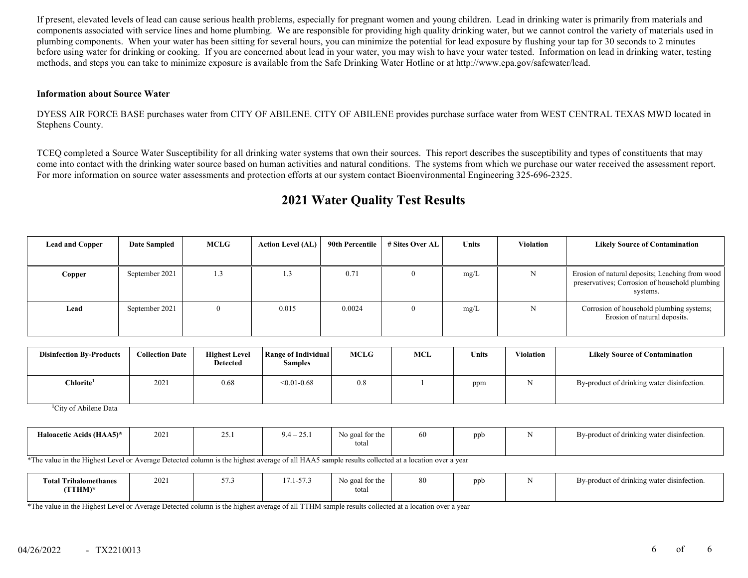If present, elevated levels of lead can cause serious health problems, especially for pregnant women and young children. Lead in drinking water is primarily from materials and components associated with service lines and home plumbing. We are responsible for providing high quality drinking water, but we cannot control the variety of materials used in plumbing components. When your water has been sitting for several hours, you can minimize the potential for lead exposure by flushing your tap for 30 seconds to 2 minutes before using water for drinking or cooking. If you are concerned about lead in your water, you may wish to have your water tested. Information on lead in drinking water, testing methods, and steps you can take to minimize exposure is available from the Safe Drinking Water Hotline or at http://www.epa.gov/safewater/lead.

**Information about Source Water**

DYESS AIR FORCE BASE purchases water from CITY OF ABILENE. CITY OF ABILENE provides purchase surface water from WEST CENTRAL TEXAS MWD located in Stephens County.

TCEQ completed a Source Water Susceptibility for all drinking water systems that own their sources. This report describes the susceptibility and types of constituents that may come into contact with the drinking water source based on human activities and natural conditions. The systems from which we purchase our water received the assessment report. For more information on source water assessments and protection efforts at our system contact Bioenvironmental Engineering 325-696-2325.

# 2021 Water Quality Test Results

| Lead and Copper | Date Sampled | MCLG | Action Level (AL) | 90th Percentile | # Sites Over AL | Units | Violation | Likely Source of Contamination |
|---|---|---|---|---|---|---|---|---|
| **Copper** | September 2021 | 1.3 | 1.3 | 0.71 | 0 | mg/L | N | Erosion of natural deposits; Leaching from wood preservatives; Corrosion of household plumbing systems. |
| **Lead** | September 2021 | 0 | 0.015 | 0.0024 | 0 | mg/L | N | Corrosion of household plumbing systems; Erosion of natural deposits. |

| Disinfection By-Products | Collection Date | Highest Level Detected | Range of Individual Samples | MCLG | MCL | Units | Violation | Likely Source of Contamination |
|---|---|---|---|---|---|---|---|---|
| **Chlorite**[1] | 2021 | 0.68 | <0.01-0.68 | 0.8 | 1 | ppm | N | By-product of drinking water disinfection. |

[1]City of Abilene Data

| Disinfection By-Products | Collection Date | Highest Level Detected | Range of Individual Samples | MCLG | MCL | Units | Violation | Likely Source of Contamination |
|---|---|---|---|---|---|---|---|---|
| **Haloacetic Acids (HAA5)*** | 2021 | 25.1 | 9.4 – 25.1 | No goal for the total | 60 | ppb | N | By-product of drinking water disinfection. |

*The value in the Highest Level or Average Detected column is the highest average of all HAA5 sample results collected at a location over a year

| Disinfection By-Products | Collection Date | Highest Level Detected | Range of Individual Samples | MCLG | MCL | Units | Violation | Likely Source of Contamination |
|---|---|---|---|---|---|---|---|---|
| **Total Trihalomethanes (TTHM)*** | 2021 | 57.3 | 17.1-57.3 | No goal for the total | 80 | ppb | N | By-product of drinking water disinfection. |

*The value in the Highest Level or Average Detected column is the highest average of all TTHM sample results collected at a location over a year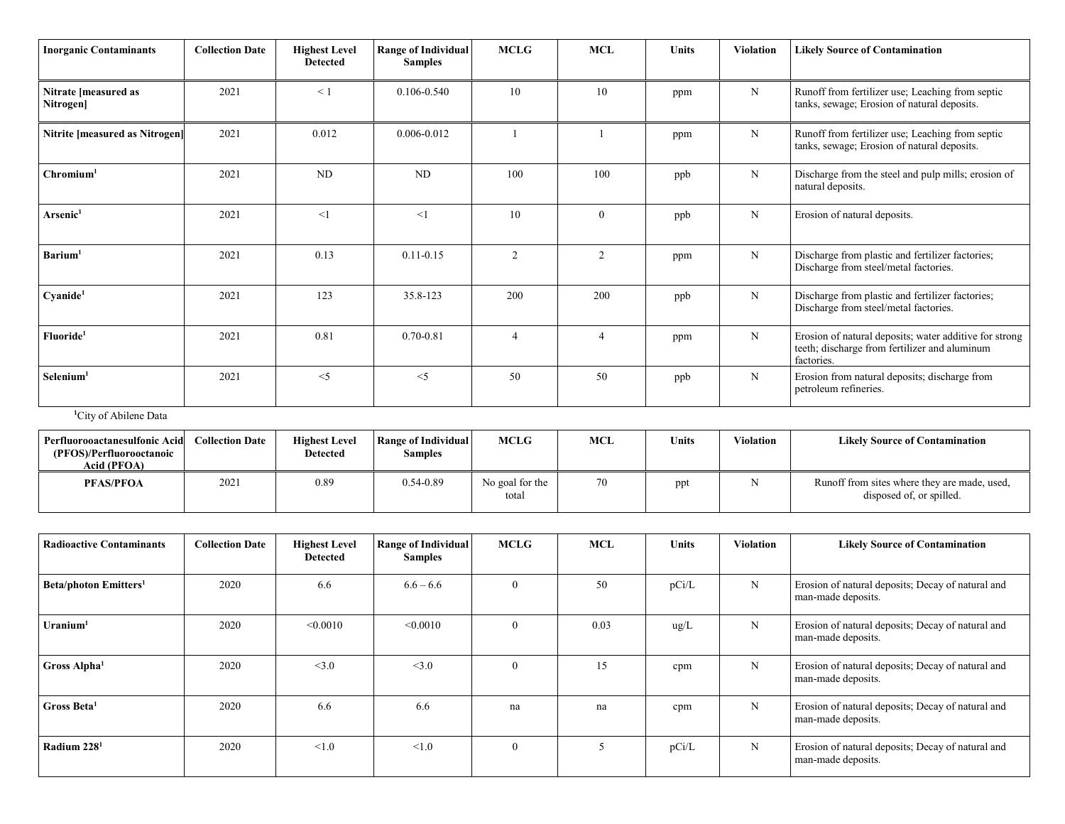| **Inorganic Contaminants** | **Collection Date** | **Highest Level Detected** | **Range of Individual Samples** | **MCLG** | **MCL** | **Units** | **Violation** | **Likely Source of Contamination** |
|---|---|---|---|---|---|---|---|---|
| **Nitrate [measured as Nitrogen]** | 2021 | < 1 | 0.106-0.540 | 10 | 10 | ppm | N | Runoff from fertilizer use; Leaching from septic tanks, sewage; Erosion of natural deposits. |
| **Nitrite [measured as Nitrogen]** | 2021 | 0.012 | 0.006-0.012 | 1 | 1 | ppm | N | Runoff from fertilizer use; Leaching from septic tanks, sewage; Erosion of natural deposits. |
| **Chromium[1]** | 2021 | ND | ND | 100 | 100 | ppb | N | Discharge from the steel and pulp mills; erosion of natural deposits. |
| **Arsenic[1]** | 2021 | <1 | <1 | 10 | 0 | ppb | N | Erosion of natural deposits. |
| **Barium[1]** | 2021 | 0.13 | 0.11-0.15 | 2 | 2 | ppm | N | Discharge from plastic and fertilizer factories; Discharge from steel/metal factories. |
| **Cyanide[1]** | 2021 | 123 | 35.8-123 | 200 | 200 | ppb | N | Discharge from plastic and fertilizer factories; Discharge from steel/metal factories. |
| **Fluoride[1]** | 2021 | 0.81 | 0.70-0.81 | 4 | 4 | ppm | N | Erosion of natural deposits; water additive for strong teeth; discharge from fertilizer and aluminum factories. |
| **Selenium[1]** | 2021 | <5 | <5 | 50 | 50 | ppb | N | Erosion from natural deposits; discharge from petroleum refineries. |

[1]City of Abilene Data

| **Perfluorooactanesulfonic Acid (PFOS)/Perfluorooctanoic Acid (PFOA)** | **Collection Date** | **Highest Level Detected** | **Range of Individual Samples** | **MCLG** | **MCL** | **Units** | **Violation** | **Likely Source of Contamination** |
|---|---|---|---|---|---|---|---|---|
| **PFAS/PFOA** | 2021 | 0.89 | 0.54-0.89 | No goal for the total | 70 | ppt | N | Runoff from sites where they are made, used, disposed of, or spilled. |

| **Radioactive Contaminants** | **Collection Date** | **Highest Level Detected** | **Range of Individual Samples** | **MCLG** | **MCL** | **Units** | **Violation** | **Likely Source of Contamination** |
|---|---|---|---|---|---|---|---|---|
| **Beta/photon Emitters[1]** | 2020 | 6.6 | 6.6 – 6.6 | 0 | 50 | pCi/L | N | Erosion of natural deposits; Decay of natural and man-made deposits. |
| **Uranium[1]** | 2020 | <0.0010 | <0.0010 | 0 | 0.03 | ug/L | N | Erosion of natural deposits; Decay of natural and man-made deposits. |
| **Gross Alpha[1]** | 2020 | <3.0 | <3.0 | 0 | 15 | cpm | N | Erosion of natural deposits; Decay of natural and man-made deposits. |
| **Gross Beta[1]** | 2020 | 6.6 | 6.6 | na | na | cpm | N | Erosion of natural deposits; Decay of natural and man-made deposits. |
| **Radium 228[1]** | 2020 | <1.0 | <1.0 | 0 | 5 | pCi/L | N | Erosion of natural deposits; Decay of natural and man-made deposits. |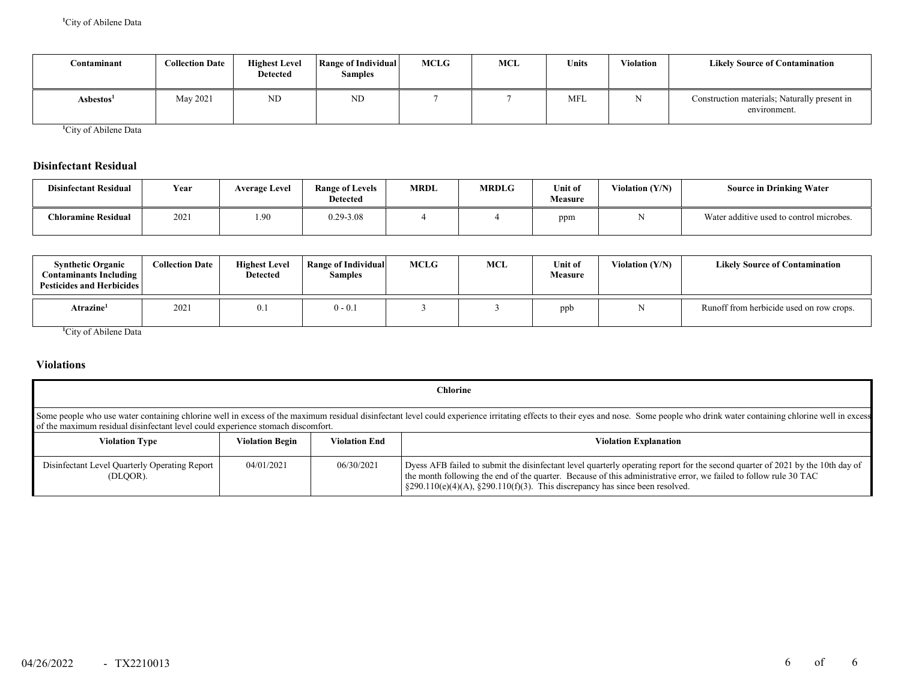[1]City of Abilene Data

| Contaminant | Collection Date | Highest Level Detected | Range of Individual Samples | MCLG | MCL | Units | Violation | Likely Source of Contamination |
|---|---|---|---|---|---|---|---|---|
| Asbestos[1] | May 2021 | ND | ND | 7 | 7 | MFL | N | Construction materials; Naturally present in environment. |

[1]City of Abilene Data

## Disinfectant Residual

| Disinfectant Residual | Year | Average Level | Range of Levels Detected | MRDL | MRDLG | Unit of Measure | Violation (Y/N) | Source in Drinking Water |
|---|---|---|---|---|---|---|---|---|
| Chloramine Residual | 2021 | 1.90 | 0.29-3.08 | 4 | 4 | ppm | N | Water additive used to control microbes. |

| Synthetic Organic Contaminants Including Pesticides and Herbicides | Collection Date | Highest Level Detected | Range of Individual Samples | MCLG | MCL | Unit of Measure | Violation (Y/N) | Likely Source of Contamination |
|---|---|---|---|---|---|---|---|---|
| Atrazine[1] | 2021 | 0.1 | 0 - 0.1 | 3 | 3 | ppb | N | Runoff from herbicide used on row crops. |

[1]City of Abilene Data

## Violations

**Chlorine**

Some people who use water containing chlorine well in excess of the maximum residual disinfectant level could experience irritating effects to their eyes and nose. Some people who drink water containing chlorine well in excess of the maximum residual disinfectant level could experience stomach discomfort.

| Violation Type | Violation Begin | Violation End | Violation Explanation |
|---|---|---|---|
| Disinfectant Level Quarterly Operating Report (DLQOR). | 04/01/2021 | 06/30/2021 | Dyess AFB failed to submit the disinfectant level quarterly operating report for the second quarter of 2021 by the 10th day of the month following the end of the quarter. Because of this administrative error, we failed to follow rule 30 TAC §290.110(e)(4)(A), §290.110(f)(3). This discrepancy has since been resolved. |